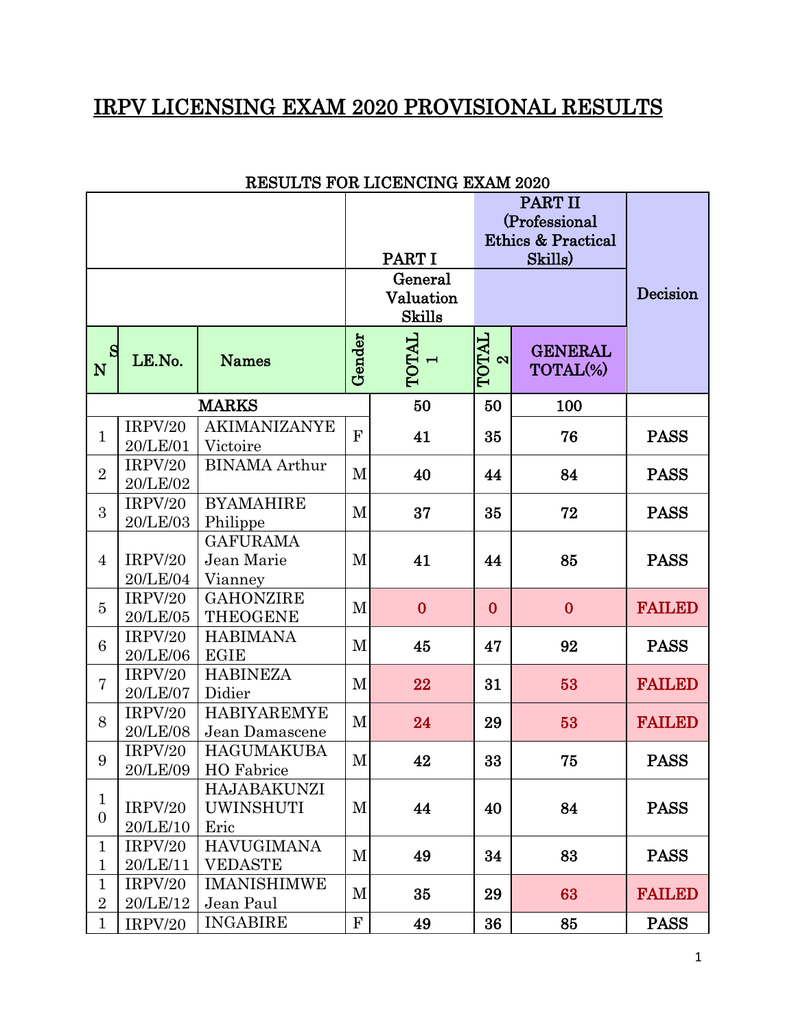# IRPV LICENSING EXAM 2020 PROVISIONAL RESULTS

RESULTS FOR LICENCING EXAM 2020

| | | | | PART I | PART II (Professional Ethics & Practical Skills) | | Decision |
|---|---|---|---|---|---|---|---|
| | | | | General Valuation Skills | | | |
| SN | LE.No. | Names | Gender | TOTAL 1 | TOTAL 2 | GENERAL TOTAL(%) | |
| MARKS | | | | 50 | 50 | 100 | |
| 1 | IRPV/2020/LE/01 | AKIMANIZANYE Victoire | F | 41 | 35 | 76 | PASS |
| 2 | IRPV/2020/LE/02 | BINAMA Arthur | M | 40 | 44 | 84 | PASS |
| 3 | IRPV/2020/LE/03 | BYAMAHIRE Philippe | M | 37 | 35 | 72 | PASS |
| 4 | IRPV/2020/LE/04 | GAFURAMA Jean Marie Vianney | M | 41 | 44 | 85 | PASS |
| 5 | IRPV/2020/LE/05 | GAHONZIRE THEOGENE | M | 0 | 0 | 0 | FAILED |
| 6 | IRPV/2020/LE/06 | HABIMANA EGIE | M | 45 | 47 | 92 | PASS |
| 7 | IRPV/2020/LE/07 | HABINEZA Didier | M | 22 | 31 | 53 | FAILED |
| 8 | IRPV/2020/LE/08 | HABIYAREMYE Jean Damascene | M | 24 | 29 | 53 | FAILED |
| 9 | IRPV/2020/LE/09 | HAGUMAKUBAHO Fabrice | M | 42 | 33 | 75 | PASS |
| 10 | IRPV/2020/LE/10 | HAJABAKUNZI UWINSHUTI Eric | M | 44 | 40 | 84 | PASS |
| 11 | IRPV/2020/LE/11 | HAVUGIMANA VEDASTE | M | 49 | 34 | 83 | PASS |
| 12 | IRPV/2020/LE/12 | IMANISHIMWE Jean Paul | M | 35 | 29 | 63 | FAILED |
| 1 | IRPV/20 | INGABIRE | F | 49 | 36 | 85 | PASS |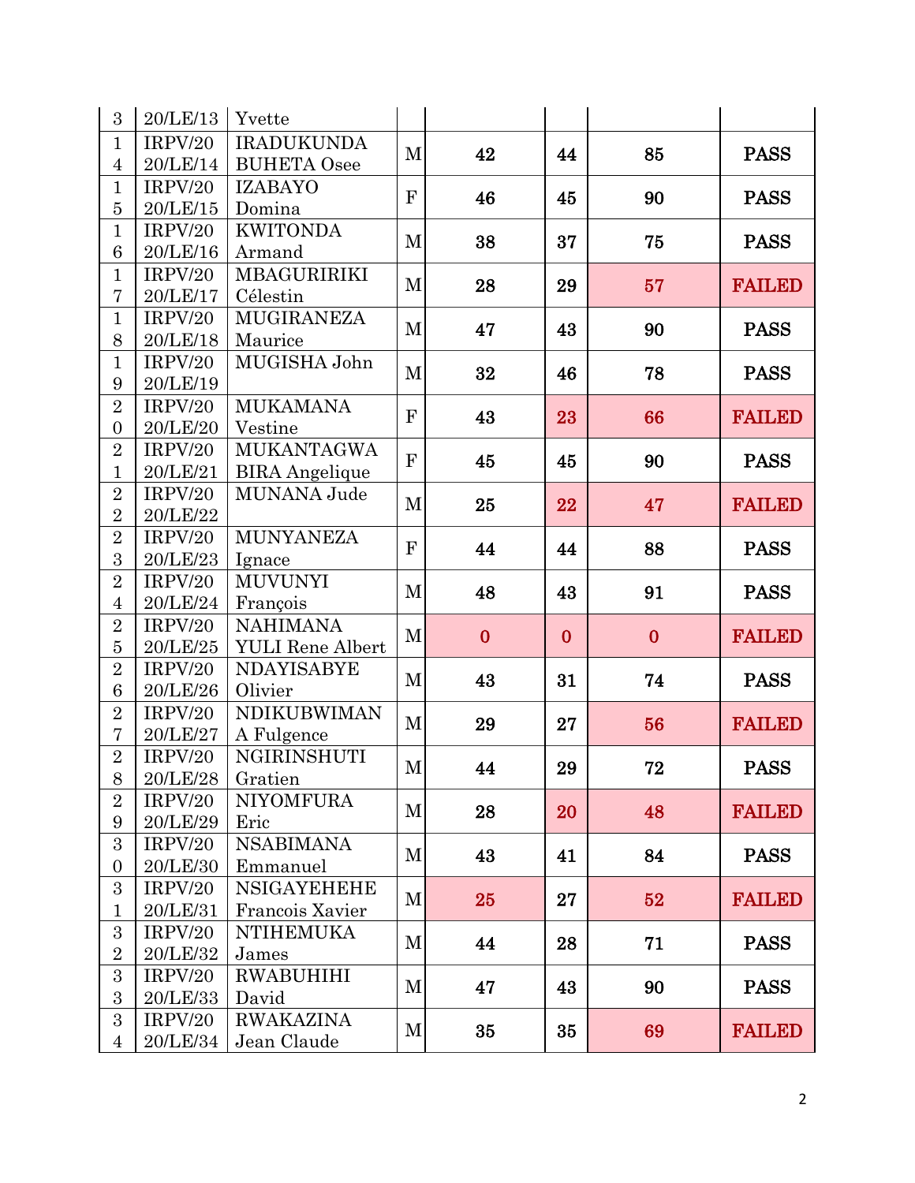| 13 | IRPV/2020/LE/13 | Yvette | | | | | |
|---|---|---|---|---|---|---|---|
| 14 | IRPV/2020/LE/14 | IRADUKUNDA BUHETA Osee | M | **42** | **44** | **85** | **PASS** |
| 15 | IRPV/2020/LE/15 | IZABAYO Domina | F | **46** | **45** | **90** | **PASS** |
| 16 | IRPV/2020/LE/16 | KWITONDA Armand | M | **38** | **37** | **75** | **PASS** |
| 17 | IRPV/2020/LE/17 | MBAGURIRIKI Célestin | M | **28** | **29** | **57** | **FAILED** |
| 18 | IRPV/2020/LE/18 | MUGIRANEZA Maurice | M | **47** | **43** | **90** | **PASS** |
| 19 | IRPV/2020/LE/19 | MUGISHA John | M | **32** | **46** | **78** | **PASS** |
| 20 | IRPV/2020/LE/20 | MUKAMANA Vestine | F | **43** | **23** | **66** | **FAILED** |
| 21 | IRPV/2020/LE/21 | MUKANTAGWABIRA Angelique | F | **45** | **45** | **90** | **PASS** |
| 22 | IRPV/2020/LE/22 | MUNANA Jude | M | **25** | **22** | **47** | **FAILED** |
| 23 | IRPV/2020/LE/23 | MUNYANEZA Ignace | F | **44** | **44** | **88** | **PASS** |
| 24 | IRPV/2020/LE/24 | MUVUNYI François | M | **48** | **43** | **91** | **PASS** |
| 25 | IRPV/2020/LE/25 | NAHIMANA YULI Rene Albert | M | **0** | **0** | **0** | **FAILED** |
| 26 | IRPV/2020/LE/26 | NDAYISABYE Olivier | M | **43** | **31** | **74** | **PASS** |
| 27 | IRPV/2020/LE/27 | NDIKUBWIMANA Fulgence | M | **29** | **27** | **56** | **FAILED** |
| 28 | IRPV/2020/LE/28 | NGIRINSHUTI Gratien | M | **44** | **29** | **72** | **PASS** |
| 29 | IRPV/2020/LE/29 | NIYOMFURA Eric | M | **28** | **20** | **48** | **FAILED** |
| 30 | IRPV/2020/LE/30 | NSABIMANA Emmanuel | M | **43** | **41** | **84** | **PASS** |
| 31 | IRPV/2020/LE/31 | NSIGAYEHEHE Francois Xavier | M | **25** | **27** | **52** | **FAILED** |
| 32 | IRPV/2020/LE/32 | NTIHEMUKA James | M | **44** | **28** | **71** | **PASS** |
| 33 | IRPV/2020/LE/33 | RWABUHIHI David | M | **47** | **43** | **90** | **PASS** |
| 34 | IRPV/2020/LE/34 | RWAKAZINA Jean Claude | M | **35** | **35** | **69** | **FAILED** |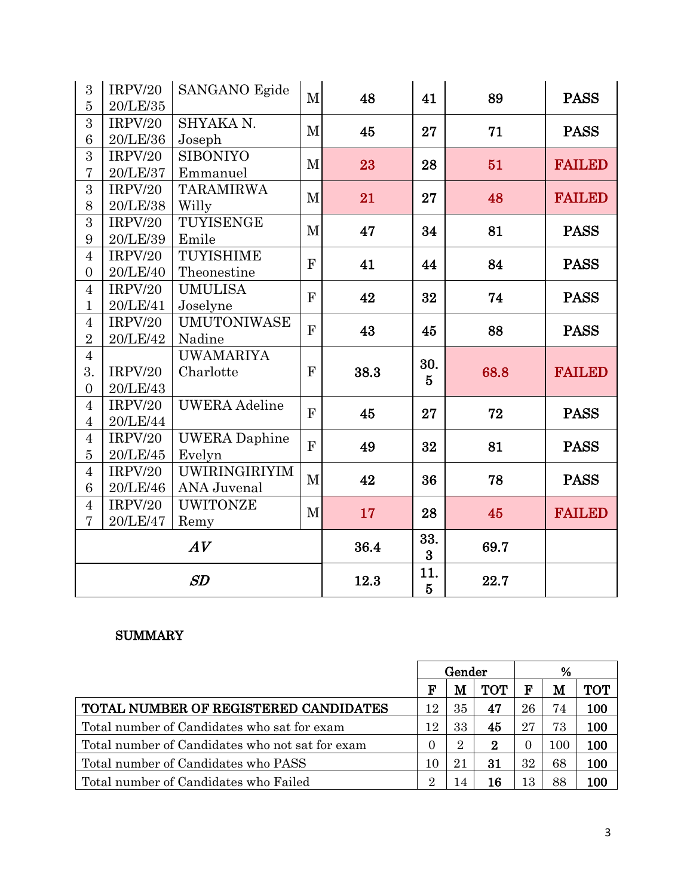| | | | | | | | |
|---|---|---|---|---|---|---|---|
| 35 | IRPV/2020/LE/35 | SANGANO Egide | M | **48** | **41** | **89** | **PASS** |
| 36 | IRPV/2020/LE/36 | SHYAKA N. Joseph | M | **45** | **27** | **71** | **PASS** |
| 37 | IRPV/2020/LE/37 | SIBONIYO Emmanuel | M | **23** | **28** | **51** | **FAILED** |
| 38 | IRPV/2020/LE/38 | TARAMIRWA Willy | M | **21** | **27** | **48** | **FAILED** |
| 39 | IRPV/2020/LE/39 | TUYISENGE Emile | M | **47** | **34** | **81** | **PASS** |
| 40 | IRPV/2020/LE/40 | TUYISHIME Theonestine | F | **41** | **44** | **84** | **PASS** |
| 41 | IRPV/2020/LE/41 | UMULISA Joselyne | F | **42** | **32** | **74** | **PASS** |
| 42 | IRPV/2020/LE/42 | UMUTONIWASE Nadine | F | **43** | **45** | **88** | **PASS** |
| 43.0 | IRPV/2020/LE/43 | UWAMARIYA Charlotte | F | **38.3** | **30.5** | **68.8** | **FAILED** |
| 44 | IRPV/2020/LE/44 | UWERA Adeline | F | **45** | **27** | **72** | **PASS** |
| 45 | IRPV/2020/LE/45 | UWERA Daphine Evelyn | F | **49** | **32** | **81** | **PASS** |
| 46 | IRPV/2020/LE/46 | UWIRINGIRIYIMANA Juvenal | M | **42** | **36** | **78** | **PASS** |
| 47 | IRPV/2020/LE/47 | UWITONZE Remy | M | **17** | **28** | **45** | **FAILED** |
| ***AV*** | | | | **36.4** | **33.3** | **69.7** | |
| ***SD*** | | | | **12.3** | **11.5** | **22.7** | |

**SUMMARY**

| | Gender | | | % | | |
|---|---|---|---|---|---|---|
| | **F** | **M** | **TOT** | **F** | **M** | **TOT** |
| **TOTAL NUMBER OF REGISTERED CANDIDATES** | 12 | 35 | **47** | 26 | 74 | **100** |
| Total number of Candidates who sat for exam | 12 | 33 | **45** | 27 | 73 | **100** |
| Total number of Candidates who not sat for exam | 0 | 2 | **2** | 0 | 100 | **100** |
| Total number of Candidates who PASS | 10 | 21 | **31** | 32 | 68 | **100** |
| Total number of Candidates who Failed | 2 | 14 | **16** | 13 | 88 | **100** |